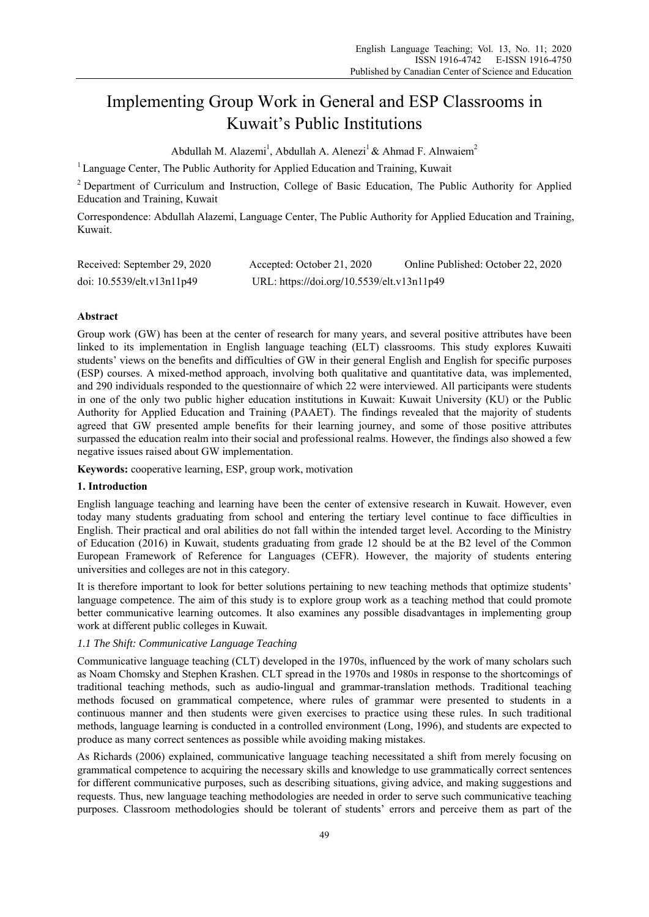# Implementing Group Work in General and ESP Classrooms in Kuwait's Public Institutions

Abdullah M. Alazemi[1], Abdullah A. Alenezi[1] & Ahmad F. Alnwaiem[2]

[1] Language Center, The Public Authority for Applied Education and Training, Kuwait

[2] Department of Curriculum and Instruction, College of Basic Education, The Public Authority for Applied Education and Training, Kuwait

Correspondence: Abdullah Alazemi, Language Center, The Public Authority for Applied Education and Training, Kuwait.

Received: September 29, 2020 Accepted: October 21, 2020 Online Published: October 22, 2020

doi: 10.5539/elt.v13n11p49 URL: https://doi.org/10.5539/elt.v13n11p49

## Abstract

Group work (GW) has been at the center of research for many years, and several positive attributes have been linked to its implementation in English language teaching (ELT) classrooms. This study explores Kuwaiti students' views on the benefits and difficulties of GW in their general English and English for specific purposes (ESP) courses. A mixed-method approach, involving both qualitative and quantitative data, was implemented, and 290 individuals responded to the questionnaire of which 22 were interviewed. All participants were students in one of the only two public higher education institutions in Kuwait: Kuwait University (KU) or the Public Authority for Applied Education and Training (PAAET). The findings revealed that the majority of students agreed that GW presented ample benefits for their learning journey, and some of those positive attributes surpassed the education realm into their social and professional realms. However, the findings also showed a few negative issues raised about GW implementation.

**Keywords:** cooperative learning, ESP, group work, motivation

## 1. Introduction

English language teaching and learning have been the center of extensive research in Kuwait. However, even today many students graduating from school and entering the tertiary level continue to face difficulties in English. Their practical and oral abilities do not fall within the intended target level. According to the Ministry of Education (2016) in Kuwait, students graduating from grade 12 should be at the B2 level of the Common European Framework of Reference for Languages (CEFR). However, the majority of students entering universities and colleges are not in this category.

It is therefore important to look for better solutions pertaining to new teaching methods that optimize students' language competence. The aim of this study is to explore group work as a teaching method that could promote better communicative learning outcomes. It also examines any possible disadvantages in implementing group work at different public colleges in Kuwait.

### *1.1 The Shift: Communicative Language Teaching*

Communicative language teaching (CLT) developed in the 1970s, influenced by the work of many scholars such as Noam Chomsky and Stephen Krashen. CLT spread in the 1970s and 1980s in response to the shortcomings of traditional teaching methods, such as audio-lingual and grammar-translation methods. Traditional teaching methods focused on grammatical competence, where rules of grammar were presented to students in a continuous manner and then students were given exercises to practice using these rules. In such traditional methods, language learning is conducted in a controlled environment (Long, 1996), and students are expected to produce as many correct sentences as possible while avoiding making mistakes.

As Richards (2006) explained, communicative language teaching necessitated a shift from merely focusing on grammatical competence to acquiring the necessary skills and knowledge to use grammatically correct sentences for different communicative purposes, such as describing situations, giving advice, and making suggestions and requests. Thus, new language teaching methodologies are needed in order to serve such communicative teaching purposes. Classroom methodologies should be tolerant of students' errors and perceive them as part of the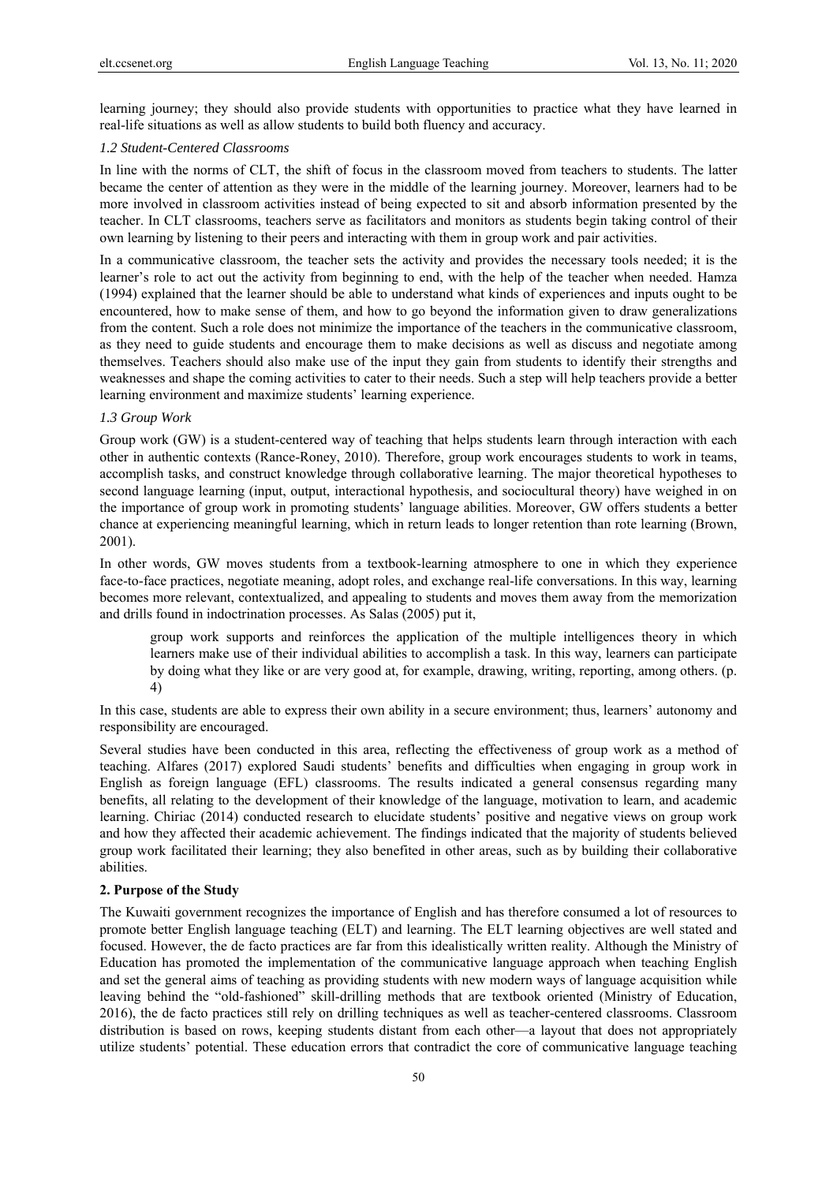learning journey; they should also provide students with opportunities to practice what they have learned in real-life situations as well as allow students to build both fluency and accuracy.

### *1.2 Student-Centered Classrooms*

In line with the norms of CLT, the shift of focus in the classroom moved from teachers to students. The latter became the center of attention as they were in the middle of the learning journey. Moreover, learners had to be more involved in classroom activities instead of being expected to sit and absorb information presented by the teacher. In CLT classrooms, teachers serve as facilitators and monitors as students begin taking control of their own learning by listening to their peers and interacting with them in group work and pair activities.

In a communicative classroom, the teacher sets the activity and provides the necessary tools needed; it is the learner's role to act out the activity from beginning to end, with the help of the teacher when needed. Hamza (1994) explained that the learner should be able to understand what kinds of experiences and inputs ought to be encountered, how to make sense of them, and how to go beyond the information given to draw generalizations from the content. Such a role does not minimize the importance of the teachers in the communicative classroom, as they need to guide students and encourage them to make decisions as well as discuss and negotiate among themselves. Teachers should also make use of the input they gain from students to identify their strengths and weaknesses and shape the coming activities to cater to their needs. Such a step will help teachers provide a better learning environment and maximize students' learning experience.

### *1.3 Group Work*

Group work (GW) is a student-centered way of teaching that helps students learn through interaction with each other in authentic contexts (Rance-Roney, 2010). Therefore, group work encourages students to work in teams, accomplish tasks, and construct knowledge through collaborative learning. The major theoretical hypotheses to second language learning (input, output, interactional hypothesis, and sociocultural theory) have weighed in on the importance of group work in promoting students' language abilities. Moreover, GW offers students a better chance at experiencing meaningful learning, which in return leads to longer retention than rote learning (Brown, 2001).

In other words, GW moves students from a textbook-learning atmosphere to one in which they experience face-to-face practices, negotiate meaning, adopt roles, and exchange real-life conversations. In this way, learning becomes more relevant, contextualized, and appealing to students and moves them away from the memorization and drills found in indoctrination processes. As Salas (2005) put it,

> group work supports and reinforces the application of the multiple intelligences theory in which learners make use of their individual abilities to accomplish a task. In this way, learners can participate by doing what they like or are very good at, for example, drawing, writing, reporting, among others. (p. 4)

In this case, students are able to express their own ability in a secure environment; thus, learners' autonomy and responsibility are encouraged.

Several studies have been conducted in this area, reflecting the effectiveness of group work as a method of teaching. Alfares (2017) explored Saudi students' benefits and difficulties when engaging in group work in English as foreign language (EFL) classrooms. The results indicated a general consensus regarding many benefits, all relating to the development of their knowledge of the language, motivation to learn, and academic learning. Chiriac (2014) conducted research to elucidate students' positive and negative views on group work and how they affected their academic achievement. The findings indicated that the majority of students believed group work facilitated their learning; they also benefited in other areas, such as by building their collaborative abilities.

## **2. Purpose of the Study**

The Kuwaiti government recognizes the importance of English and has therefore consumed a lot of resources to promote better English language teaching (ELT) and learning. The ELT learning objectives are well stated and focused. However, the de facto practices are far from this idealistically written reality. Although the Ministry of Education has promoted the implementation of the communicative language approach when teaching English and set the general aims of teaching as providing students with new modern ways of language acquisition while leaving behind the "old-fashioned" skill-drilling methods that are textbook oriented (Ministry of Education, 2016), the de facto practices still rely on drilling techniques as well as teacher-centered classrooms. Classroom distribution is based on rows, keeping students distant from each other—a layout that does not appropriately utilize students' potential. These education errors that contradict the core of communicative language teaching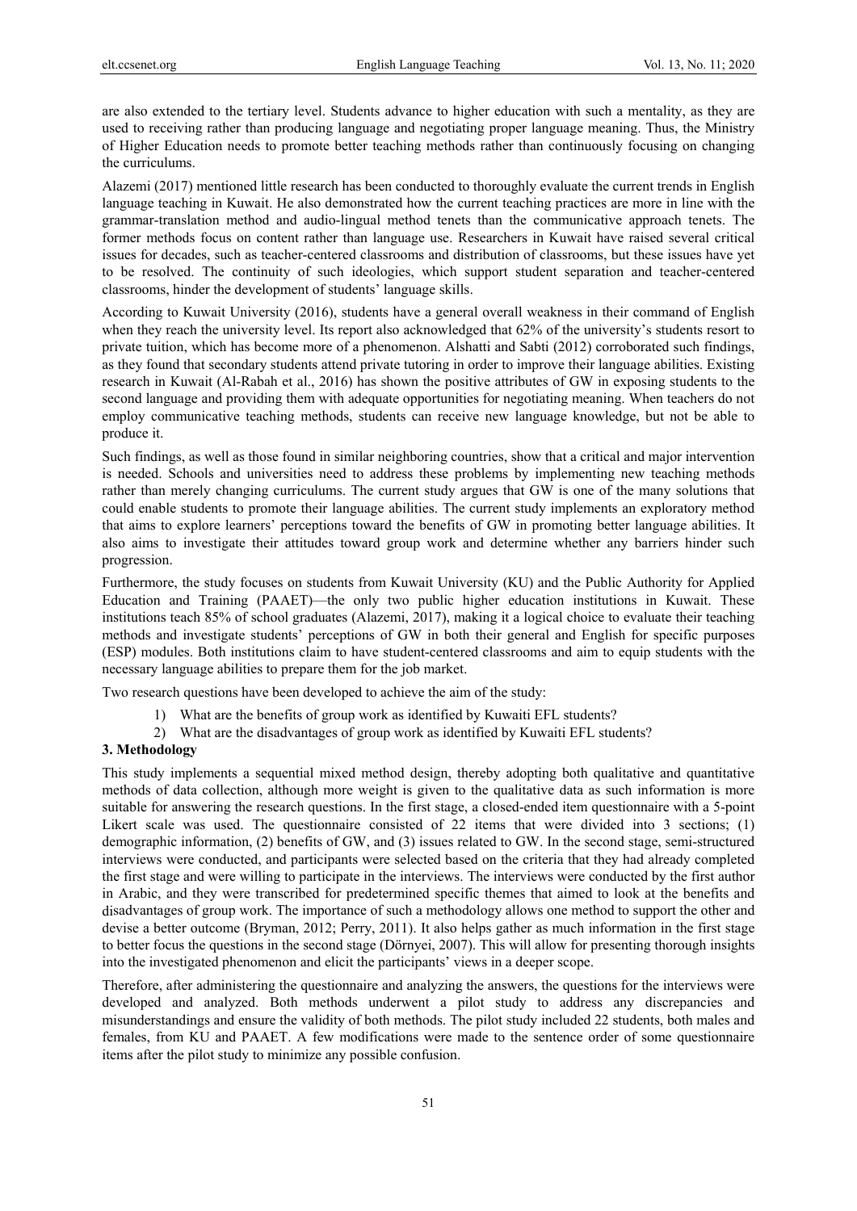are also extended to the tertiary level. Students advance to higher education with such a mentality, as they are used to receiving rather than producing language and negotiating proper language meaning. Thus, the Ministry of Higher Education needs to promote better teaching methods rather than continuously focusing on changing the curriculums.

Alazemi (2017) mentioned little research has been conducted to thoroughly evaluate the current trends in English language teaching in Kuwait. He also demonstrated how the current teaching practices are more in line with the grammar-translation method and audio-lingual method tenets than the communicative approach tenets. The former methods focus on content rather than language use. Researchers in Kuwait have raised several critical issues for decades, such as teacher-centered classrooms and distribution of classrooms, but these issues have yet to be resolved. The continuity of such ideologies, which support student separation and teacher-centered classrooms, hinder the development of students' language skills.

According to Kuwait University (2016), students have a general overall weakness in their command of English when they reach the university level. Its report also acknowledged that 62% of the university's students resort to private tuition, which has become more of a phenomenon. Alshatti and Sabti (2012) corroborated such findings, as they found that secondary students attend private tutoring in order to improve their language abilities. Existing research in Kuwait (Al-Rabah et al., 2016) has shown the positive attributes of GW in exposing students to the second language and providing them with adequate opportunities for negotiating meaning. When teachers do not employ communicative teaching methods, students can receive new language knowledge, but not be able to produce it.

Such findings, as well as those found in similar neighboring countries, show that a critical and major intervention is needed. Schools and universities need to address these problems by implementing new teaching methods rather than merely changing curriculums. The current study argues that GW is one of the many solutions that could enable students to promote their language abilities. The current study implements an exploratory method that aims to explore learners' perceptions toward the benefits of GW in promoting better language abilities. It also aims to investigate their attitudes toward group work and determine whether any barriers hinder such progression.

Furthermore, the study focuses on students from Kuwait University (KU) and the Public Authority for Applied Education and Training (PAAET)—the only two public higher education institutions in Kuwait. These institutions teach 85% of school graduates (Alazemi, 2017), making it a logical choice to evaluate their teaching methods and investigate students' perceptions of GW in both their general and English for specific purposes (ESP) modules. Both institutions claim to have student-centered classrooms and aim to equip students with the necessary language abilities to prepare them for the job market.

Two research questions have been developed to achieve the aim of the study:

1) What are the benefits of group work as identified by Kuwaiti EFL students?
2) What are the disadvantages of group work as identified by Kuwaiti EFL students?

## 3. Methodology

This study implements a sequential mixed method design, thereby adopting both qualitative and quantitative methods of data collection, although more weight is given to the qualitative data as such information is more suitable for answering the research questions. In the first stage, a closed-ended item questionnaire with a 5-point Likert scale was used. The questionnaire consisted of 22 items that were divided into 3 sections; (1) demographic information, (2) benefits of GW, and (3) issues related to GW. In the second stage, semi-structured interviews were conducted, and participants were selected based on the criteria that they had already completed the first stage and were willing to participate in the interviews. The interviews were conducted by the first author in Arabic, and they were transcribed for predetermined specific themes that aimed to look at the benefits and disadvantages of group work. The importance of such a methodology allows one method to support the other and devise a better outcome (Bryman, 2012; Perry, 2011). It also helps gather as much information in the first stage to better focus the questions in the second stage (Dörnyei, 2007). This will allow for presenting thorough insights into the investigated phenomenon and elicit the participants' views in a deeper scope.

Therefore, after administering the questionnaire and analyzing the answers, the questions for the interviews were developed and analyzed. Both methods underwent a pilot study to address any discrepancies and misunderstandings and ensure the validity of both methods. The pilot study included 22 students, both males and females, from KU and PAAET. A few modifications were made to the sentence order of some questionnaire items after the pilot study to minimize any possible confusion.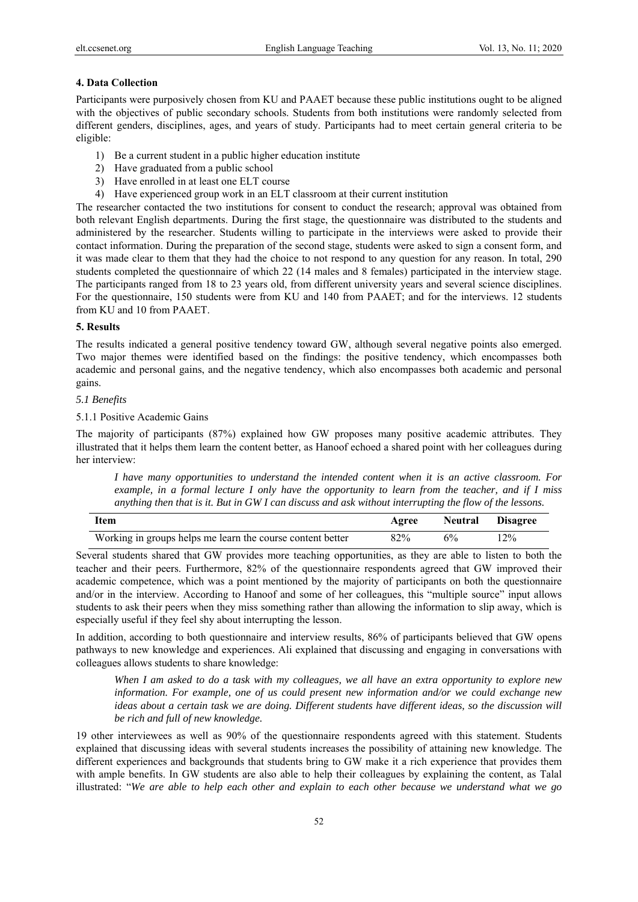## 4. Data Collection

Participants were purposively chosen from KU and PAAET because these public institutions ought to be aligned with the objectives of public secondary schools. Students from both institutions were randomly selected from different genders, disciplines, ages, and years of study. Participants had to meet certain general criteria to be eligible:

1) Be a current student in a public higher education institute
2) Have graduated from a public school
3) Have enrolled in at least one ELT course
4) Have experienced group work in an ELT classroom at their current institution

The researcher contacted the two institutions for consent to conduct the research; approval was obtained from both relevant English departments. During the first stage, the questionnaire was distributed to the students and administered by the researcher. Students willing to participate in the interviews were asked to provide their contact information. During the preparation of the second stage, students were asked to sign a consent form, and it was made clear to them that they had the choice to not respond to any question for any reason. In total, 290 students completed the questionnaire of which 22 (14 males and 8 females) participated in the interview stage. The participants ranged from 18 to 23 years old, from different university years and several science disciplines. For the questionnaire, 150 students were from KU and 140 from PAAET; and for the interviews. 12 students from KU and 10 from PAAET.

## 5. Results

The results indicated a general positive tendency toward GW, although several negative points also emerged. Two major themes were identified based on the findings: the positive tendency, which encompasses both academic and personal gains, and the negative tendency, which also encompasses both academic and personal gains.

### *5.1 Benefits*

#### 5.1.1 Positive Academic Gains

The majority of participants (87%) explained how GW proposes many positive academic attributes. They illustrated that it helps them learn the content better, as Hanoof echoed a shared point with her colleagues during her interview:

> *I have many opportunities to understand the intended content when it is an active classroom. For example, in a formal lecture I only have the opportunity to learn from the teacher, and if I miss anything then that is it. But in GW I can discuss and ask without interrupting the flow of the lessons.*

| Item | Agree | Neutral | Disagree |
|---|---|---|---|
| Working in groups helps me learn the course content better | 82% | 6% | 12% |

Several students shared that GW provides more teaching opportunities, as they are able to listen to both the teacher and their peers. Furthermore, 82% of the questionnaire respondents agreed that GW improved their academic competence, which was a point mentioned by the majority of participants on both the questionnaire and/or in the interview. According to Hanoof and some of her colleagues, this "multiple source" input allows students to ask their peers when they miss something rather than allowing the information to slip away, which is especially useful if they feel shy about interrupting the lesson.

In addition, according to both questionnaire and interview results, 86% of participants believed that GW opens pathways to new knowledge and experiences. Ali explained that discussing and engaging in conversations with colleagues allows students to share knowledge:

> *When I am asked to do a task with my colleagues, we all have an extra opportunity to explore new information. For example, one of us could present new information and/or we could exchange new ideas about a certain task we are doing. Different students have different ideas, so the discussion will be rich and full of new knowledge.*

19 other interviewees as well as 90% of the questionnaire respondents agreed with this statement. Students explained that discussing ideas with several students increases the possibility of attaining new knowledge. The different experiences and backgrounds that students bring to GW make it a rich experience that provides them with ample benefits. In GW students are also able to help their colleagues by explaining the content, as Talal illustrated: "*We are able to help each other and explain to each other because we understand what we go*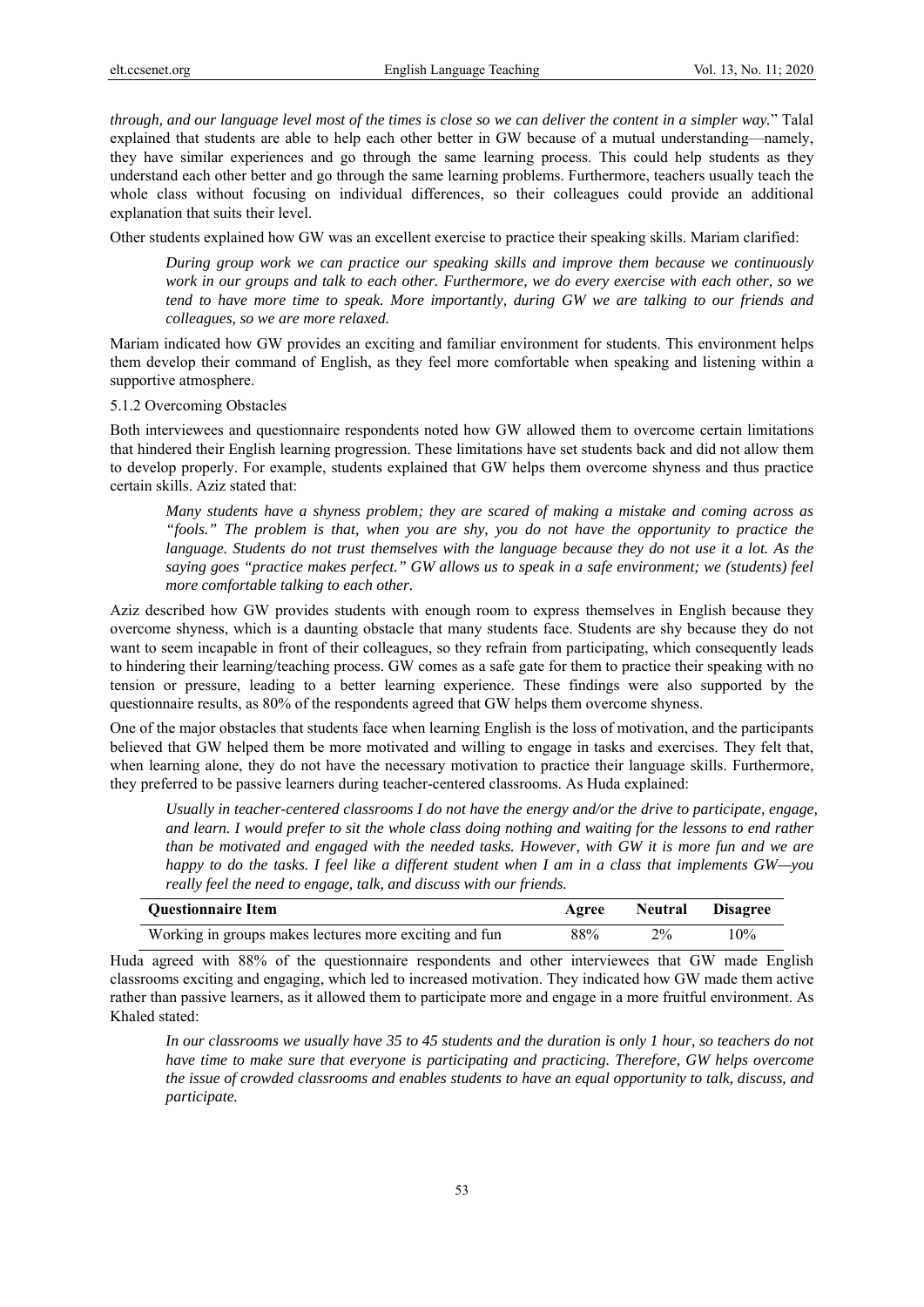*through, and our language level most of the times is close so we can deliver the content in a simpler way.*" Talal explained that students are able to help each other better in GW because of a mutual understanding—namely, they have similar experiences and go through the same learning process. This could help students as they understand each other better and go through the same learning problems. Furthermore, teachers usually teach the whole class without focusing on individual differences, so their colleagues could provide an additional explanation that suits their level.

Other students explained how GW was an excellent exercise to practice their speaking skills. Mariam clarified:

> *During group work we can practice our speaking skills and improve them because we continuously work in our groups and talk to each other. Furthermore, we do every exercise with each other, so we tend to have more time to speak. More importantly, during GW we are talking to our friends and colleagues, so we are more relaxed.*

Mariam indicated how GW provides an exciting and familiar environment for students. This environment helps them develop their command of English, as they feel more comfortable when speaking and listening within a supportive atmosphere.

#### 5.1.2 Overcoming Obstacles

Both interviewees and questionnaire respondents noted how GW allowed them to overcome certain limitations that hindered their English learning progression. These limitations have set students back and did not allow them to develop properly. For example, students explained that GW helps them overcome shyness and thus practice certain skills. Aziz stated that:

> *Many students have a shyness problem; they are scared of making a mistake and coming across as "fools." The problem is that, when you are shy, you do not have the opportunity to practice the language. Students do not trust themselves with the language because they do not use it a lot. As the saying goes "practice makes perfect." GW allows us to speak in a safe environment; we (students) feel more comfortable talking to each other.*

Aziz described how GW provides students with enough room to express themselves in English because they overcome shyness, which is a daunting obstacle that many students face. Students are shy because they do not want to seem incapable in front of their colleagues, so they refrain from participating, which consequently leads to hindering their learning/teaching process. GW comes as a safe gate for them to practice their speaking with no tension or pressure, leading to a better learning experience. These findings were also supported by the questionnaire results, as 80% of the respondents agreed that GW helps them overcome shyness.

One of the major obstacles that students face when learning English is the loss of motivation, and the participants believed that GW helped them be more motivated and willing to engage in tasks and exercises. They felt that, when learning alone, they do not have the necessary motivation to practice their language skills. Furthermore, they preferred to be passive learners during teacher-centered classrooms. As Huda explained:

> *Usually in teacher-centered classrooms I do not have the energy and/or the drive to participate, engage, and learn. I would prefer to sit the whole class doing nothing and waiting for the lessons to end rather than be motivated and engaged with the needed tasks. However, with GW it is more fun and we are happy to do the tasks. I feel like a different student when I am in a class that implements GW—you really feel the need to engage, talk, and discuss with our friends.*

| Questionnaire Item | Agree | Neutral | Disagree |
|---|---|---|---|
| Working in groups makes lectures more exciting and fun | 88% | 2% | 10% |

Huda agreed with 88% of the questionnaire respondents and other interviewees that GW made English classrooms exciting and engaging, which led to increased motivation. They indicated how GW made them active rather than passive learners, as it allowed them to participate more and engage in a more fruitful environment. As Khaled stated:

> *In our classrooms we usually have 35 to 45 students and the duration is only 1 hour, so teachers do not have time to make sure that everyone is participating and practicing. Therefore, GW helps overcome the issue of crowded classrooms and enables students to have an equal opportunity to talk, discuss, and participate.*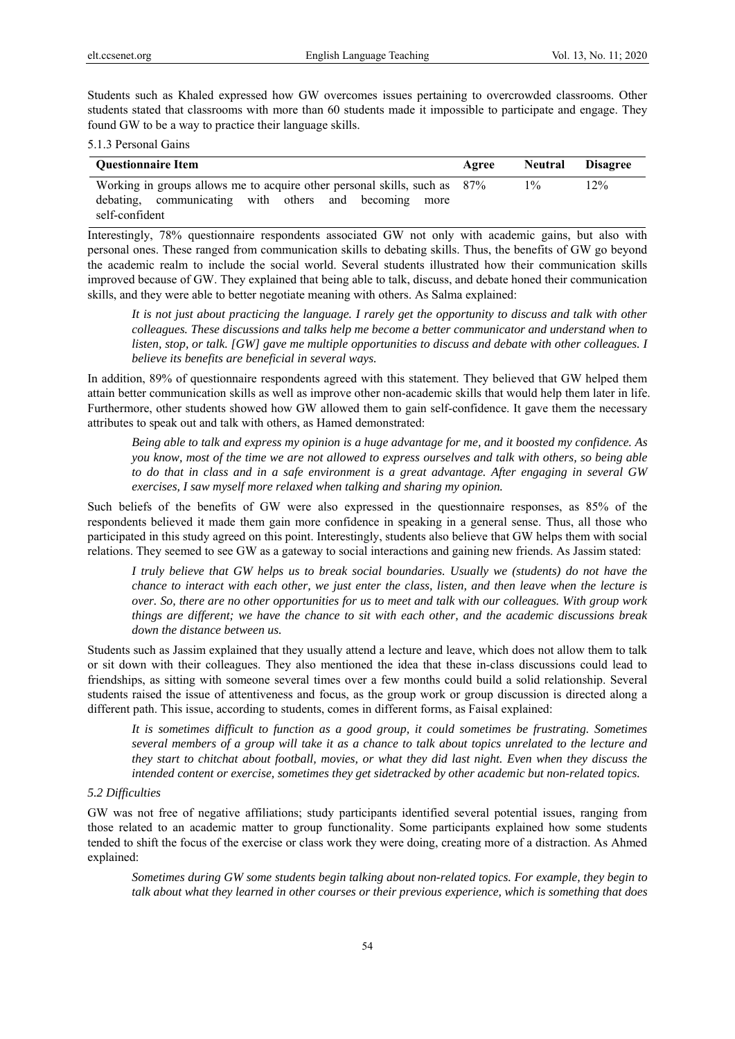Students such as Khaled expressed how GW overcomes issues pertaining to overcrowded classrooms. Other students stated that classrooms with more than 60 students made it impossible to participate and engage. They found GW to be a way to practice their language skills.

#### 5.1.3 Personal Gains

| Questionnaire Item | Agree | Neutral | Disagree |
|---|---|---|---|
| Working in groups allows me to acquire other personal skills, such as debating, communicating with others and becoming more self-confident | 87% | 1% | 12% |

Interestingly, 78% questionnaire respondents associated GW not only with academic gains, but also with personal ones. These ranged from communication skills to debating skills. Thus, the benefits of GW go beyond the academic realm to include the social world. Several students illustrated how their communication skills improved because of GW. They explained that being able to talk, discuss, and debate honed their communication skills, and they were able to better negotiate meaning with others. As Salma explained:

> *It is not just about practicing the language. I rarely get the opportunity to discuss and talk with other colleagues. These discussions and talks help me become a better communicator and understand when to listen, stop, or talk. [GW] gave me multiple opportunities to discuss and debate with other colleagues. I believe its benefits are beneficial in several ways.*

In addition, 89% of questionnaire respondents agreed with this statement. They believed that GW helped them attain better communication skills as well as improve other non-academic skills that would help them later in life. Furthermore, other students showed how GW allowed them to gain self-confidence. It gave them the necessary attributes to speak out and talk with others, as Hamed demonstrated:

> *Being able to talk and express my opinion is a huge advantage for me, and it boosted my confidence. As you know, most of the time we are not allowed to express ourselves and talk with others, so being able to do that in class and in a safe environment is a great advantage. After engaging in several GW exercises, I saw myself more relaxed when talking and sharing my opinion.*

Such beliefs of the benefits of GW were also expressed in the questionnaire responses, as 85% of the respondents believed it made them gain more confidence in speaking in a general sense. Thus, all those who participated in this study agreed on this point. Interestingly, students also believe that GW helps them with social relations. They seemed to see GW as a gateway to social interactions and gaining new friends. As Jassim stated:

> *I truly believe that GW helps us to break social boundaries. Usually we (students) do not have the chance to interact with each other, we just enter the class, listen, and then leave when the lecture is over. So, there are no other opportunities for us to meet and talk with our colleagues. With group work things are different; we have the chance to sit with each other, and the academic discussions break down the distance between us.*

Students such as Jassim explained that they usually attend a lecture and leave, which does not allow them to talk or sit down with their colleagues. They also mentioned the idea that these in-class discussions could lead to friendships, as sitting with someone several times over a few months could build a solid relationship. Several students raised the issue of attentiveness and focus, as the group work or group discussion is directed along a different path. This issue, according to students, comes in different forms, as Faisal explained:

> *It is sometimes difficult to function as a good group, it could sometimes be frustrating. Sometimes several members of a group will take it as a chance to talk about topics unrelated to the lecture and they start to chitchat about football, movies, or what they did last night. Even when they discuss the intended content or exercise, sometimes they get sidetracked by other academic but non-related topics.*

### *5.2 Difficulties*

GW was not free of negative affiliations; study participants identified several potential issues, ranging from those related to an academic matter to group functionality. Some participants explained how some students tended to shift the focus of the exercise or class work they were doing, creating more of a distraction. As Ahmed explained:

> *Sometimes during GW some students begin talking about non-related topics. For example, they begin to talk about what they learned in other courses or their previous experience, which is something that does*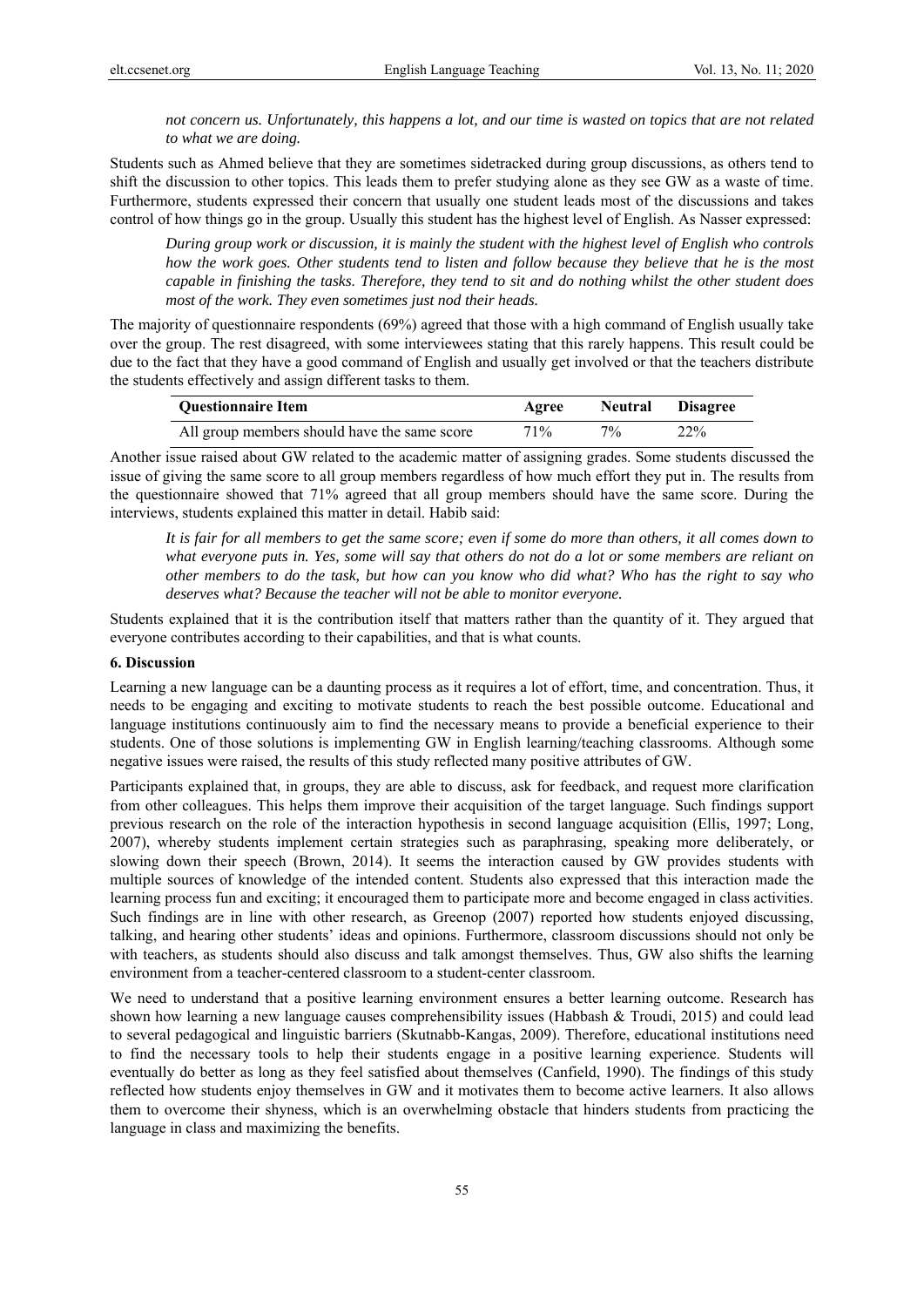*not concern us. Unfortunately, this happens a lot, and our time is wasted on topics that are not related to what we are doing.*

Students such as Ahmed believe that they are sometimes sidetracked during group discussions, as others tend to shift the discussion to other topics. This leads them to prefer studying alone as they see GW as a waste of time. Furthermore, students expressed their concern that usually one student leads most of the discussions and takes control of how things go in the group. Usually this student has the highest level of English. As Nasser expressed:

*During group work or discussion, it is mainly the student with the highest level of English who controls how the work goes. Other students tend to listen and follow because they believe that he is the most capable in finishing the tasks. Therefore, they tend to sit and do nothing whilst the other student does most of the work. They even sometimes just nod their heads.*

The majority of questionnaire respondents (69%) agreed that those with a high command of English usually take over the group. The rest disagreed, with some interviewees stating that this rarely happens. This result could be due to the fact that they have a good command of English and usually get involved or that the teachers distribute the students effectively and assign different tasks to them.

| Questionnaire Item | Agree | Neutral | Disagree |
|---|---|---|---|
| All group members should have the same score | 71% | 7% | 22% |

Another issue raised about GW related to the academic matter of assigning grades. Some students discussed the issue of giving the same score to all group members regardless of how much effort they put in. The results from the questionnaire showed that 71% agreed that all group members should have the same score. During the interviews, students explained this matter in detail. Habib said:

*It is fair for all members to get the same score; even if some do more than others, it all comes down to what everyone puts in. Yes, some will say that others do not do a lot or some members are reliant on other members to do the task, but how can you know who did what? Who has the right to say who deserves what? Because the teacher will not be able to monitor everyone.*

Students explained that it is the contribution itself that matters rather than the quantity of it. They argued that everyone contributes according to their capabilities, and that is what counts.

## 6. Discussion

Learning a new language can be a daunting process as it requires a lot of effort, time, and concentration. Thus, it needs to be engaging and exciting to motivate students to reach the best possible outcome. Educational and language institutions continuously aim to find the necessary means to provide a beneficial experience to their students. One of those solutions is implementing GW in English learning/teaching classrooms. Although some negative issues were raised, the results of this study reflected many positive attributes of GW.

Participants explained that, in groups, they are able to discuss, ask for feedback, and request more clarification from other colleagues. This helps them improve their acquisition of the target language. Such findings support previous research on the role of the interaction hypothesis in second language acquisition (Ellis, 1997; Long, 2007), whereby students implement certain strategies such as paraphrasing, speaking more deliberately, or slowing down their speech (Brown, 2014). It seems the interaction caused by GW provides students with multiple sources of knowledge of the intended content. Students also expressed that this interaction made the learning process fun and exciting; it encouraged them to participate more and become engaged in class activities. Such findings are in line with other research, as Greenop (2007) reported how students enjoyed discussing, talking, and hearing other students' ideas and opinions. Furthermore, classroom discussions should not only be with teachers, as students should also discuss and talk amongst themselves. Thus, GW also shifts the learning environment from a teacher-centered classroom to a student-center classroom.

We need to understand that a positive learning environment ensures a better learning outcome. Research has shown how learning a new language causes comprehensibility issues (Habbash & Troudi, 2015) and could lead to several pedagogical and linguistic barriers (Skutnabb-Kangas, 2009). Therefore, educational institutions need to find the necessary tools to help their students engage in a positive learning experience. Students will eventually do better as long as they feel satisfied about themselves (Canfield, 1990). The findings of this study reflected how students enjoy themselves in GW and it motivates them to become active learners. It also allows them to overcome their shyness, which is an overwhelming obstacle that hinders students from practicing the language in class and maximizing the benefits.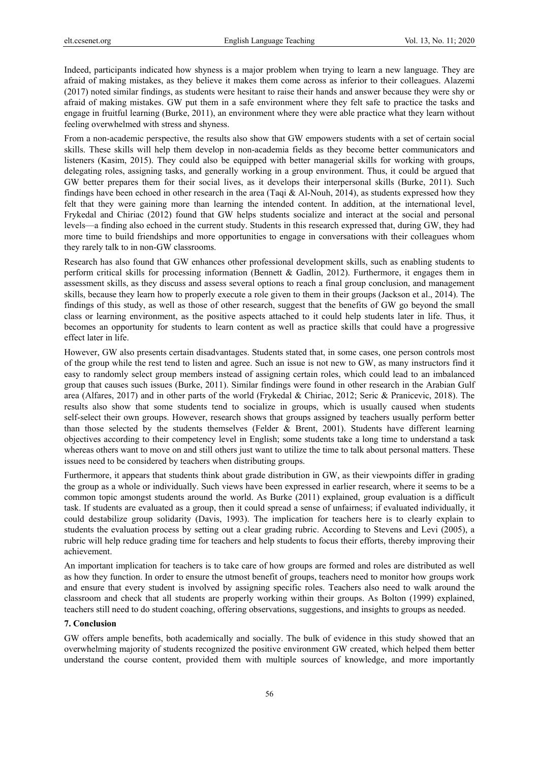Indeed, participants indicated how shyness is a major problem when trying to learn a new language. They are afraid of making mistakes, as they believe it makes them come across as inferior to their colleagues. Alazemi (2017) noted similar findings, as students were hesitant to raise their hands and answer because they were shy or afraid of making mistakes. GW put them in a safe environment where they felt safe to practice the tasks and engage in fruitful learning (Burke, 2011), an environment where they were able practice what they learn without feeling overwhelmed with stress and shyness.

From a non-academic perspective, the results also show that GW empowers students with a set of certain social skills. These skills will help them develop in non-academia fields as they become better communicators and listeners (Kasim, 2015). They could also be equipped with better managerial skills for working with groups, delegating roles, assigning tasks, and generally working in a group environment. Thus, it could be argued that GW better prepares them for their social lives, as it develops their interpersonal skills (Burke, 2011). Such findings have been echoed in other research in the area (Taqi & Al-Nouh, 2014), as students expressed how they felt that they were gaining more than learning the intended content. In addition, at the international level, Frykedal and Chiriac (2012) found that GW helps students socialize and interact at the social and personal levels—a finding also echoed in the current study. Students in this research expressed that, during GW, they had more time to build friendships and more opportunities to engage in conversations with their colleagues whom they rarely talk to in non-GW classrooms.

Research has also found that GW enhances other professional development skills, such as enabling students to perform critical skills for processing information (Bennett & Gadlin, 2012). Furthermore, it engages them in assessment skills, as they discuss and assess several options to reach a final group conclusion, and management skills, because they learn how to properly execute a role given to them in their groups (Jackson et al., 2014). The findings of this study, as well as those of other research, suggest that the benefits of GW go beyond the small class or learning environment, as the positive aspects attached to it could help students later in life. Thus, it becomes an opportunity for students to learn content as well as practice skills that could have a progressive effect later in life.

However, GW also presents certain disadvantages. Students stated that, in some cases, one person controls most of the group while the rest tend to listen and agree. Such an issue is not new to GW, as many instructors find it easy to randomly select group members instead of assigning certain roles, which could lead to an imbalanced group that causes such issues (Burke, 2011). Similar findings were found in other research in the Arabian Gulf area (Alfares, 2017) and in other parts of the world (Frykedal & Chiriac, 2012; Seric & Pranicevic, 2018). The results also show that some students tend to socialize in groups, which is usually caused when students self-select their own groups. However, research shows that groups assigned by teachers usually perform better than those selected by the students themselves (Felder & Brent, 2001). Students have different learning objectives according to their competency level in English; some students take a long time to understand a task whereas others want to move on and still others just want to utilize the time to talk about personal matters. These issues need to be considered by teachers when distributing groups.

Furthermore, it appears that students think about grade distribution in GW, as their viewpoints differ in grading the group as a whole or individually. Such views have been expressed in earlier research, where it seems to be a common topic amongst students around the world. As Burke (2011) explained, group evaluation is a difficult task. If students are evaluated as a group, then it could spread a sense of unfairness; if evaluated individually, it could destabilize group solidarity (Davis, 1993). The implication for teachers here is to clearly explain to students the evaluation process by setting out a clear grading rubric. According to Stevens and Levi (2005), a rubric will help reduce grading time for teachers and help students to focus their efforts, thereby improving their achievement.

An important implication for teachers is to take care of how groups are formed and roles are distributed as well as how they function. In order to ensure the utmost benefit of groups, teachers need to monitor how groups work and ensure that every student is involved by assigning specific roles. Teachers also need to walk around the classroom and check that all students are properly working within their groups. As Bolton (1999) explained, teachers still need to do student coaching, offering observations, suggestions, and insights to groups as needed.

## 7. Conclusion

GW offers ample benefits, both academically and socially. The bulk of evidence in this study showed that an overwhelming majority of students recognized the positive environment GW created, which helped them better understand the course content, provided them with multiple sources of knowledge, and more importantly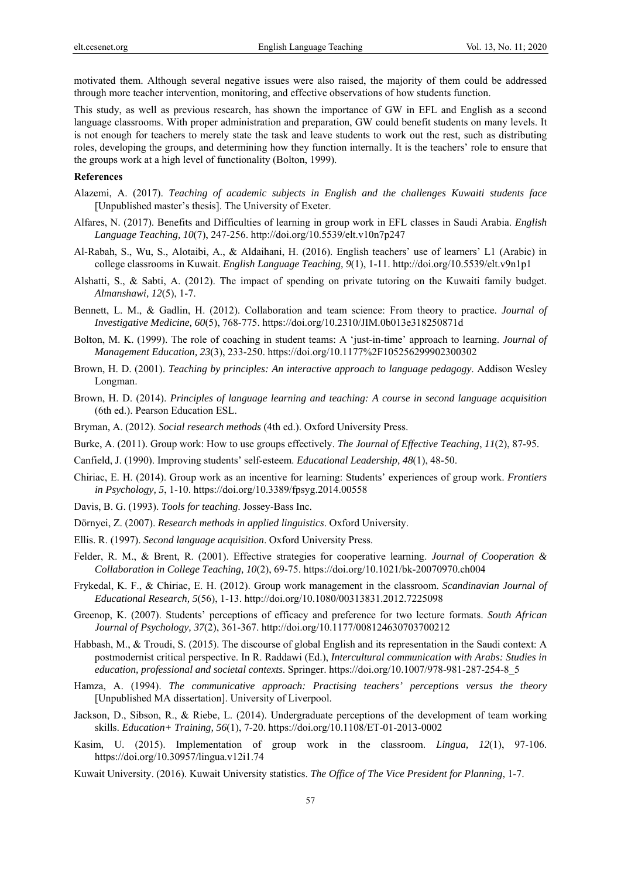motivated them. Although several negative issues were also raised, the majority of them could be addressed through more teacher intervention, monitoring, and effective observations of how students function.

This study, as well as previous research, has shown the importance of GW in EFL and English as a second language classrooms. With proper administration and preparation, GW could benefit students on many levels. It is not enough for teachers to merely state the task and leave students to work out the rest, such as distributing roles, developing the groups, and determining how they function internally. It is the teachers' role to ensure that the groups work at a high level of functionality (Bolton, 1999).

**References**

Alazemi, A. (2017). *Teaching of academic subjects in English and the challenges Kuwaiti students face* [Unpublished master's thesis]. The University of Exeter.

Alfares, N. (2017). Benefits and Difficulties of learning in group work in EFL classes in Saudi Arabia. *English Language Teaching, 10*(7), 247-256. http://doi.org/10.5539/elt.v10n7p247

Al-Rabah, S., Wu, S., Alotaibi, A., & Aldaihani, H. (2016). English teachers' use of learners' L1 (Arabic) in college classrooms in Kuwait. *English Language Teaching, 9*(1), 1-11. http://doi.org/10.5539/elt.v9n1p1

Alshatti, S., & Sabti, A. (2012). The impact of spending on private tutoring on the Kuwaiti family budget. *Almanshawi, 12*(5), 1-7.

Bennett, L. M., & Gadlin, H. (2012). Collaboration and team science: From theory to practice. *Journal of Investigative Medicine, 60*(5), 768-775. https://doi.org/10.2310/JIM.0b013e318250871d

Bolton, M. K. (1999). The role of coaching in student teams: A 'just-in-time' approach to learning. *Journal of Management Education, 23*(3), 233-250. https://doi.org/10.1177%2F105256299902300302

Brown, H. D. (2001). *Teaching by principles: An interactive approach to language pedagogy*. Addison Wesley Longman.

Brown, H. D. (2014). *Principles of language learning and teaching: A course in second language acquisition* (6th ed.). Pearson Education ESL.

Bryman, A. (2012). *Social research methods* (4th ed.). Oxford University Press.

Burke, A. (2011). Group work: How to use groups effectively. *The Journal of Effective Teaching*, *11*(2), 87-95.

Canfield, J. (1990). Improving students' self-esteem. *Educational Leadership, 48*(1), 48-50.

Chiriac, E. H. (2014). Group work as an incentive for learning: Students' experiences of group work. *Frontiers in Psychology, 5*, 1-10. https://doi.org/10.3389/fpsyg.2014.00558

Davis, B. G. (1993). *Tools for teaching*. Jossey-Bass Inc.

Dörnyei, Z. (2007). *Research methods in applied linguistics*. Oxford University.

Ellis. R. (1997). *Second language acquisition*. Oxford University Press.

Felder, R. M., & Brent, R. (2001). Effective strategies for cooperative learning. *Journal of Cooperation & Collaboration in College Teaching, 10*(2), 69-75. https://doi.org/10.1021/bk-20070970.ch004

Frykedal, K. F., & Chiriac, E. H. (2012). Group work management in the classroom. *Scandinavian Journal of Educational Research, 5*(56), 1-13. http://doi.org/10.1080/00313831.2012.7225098

Greenop, K. (2007). Students' perceptions of efficacy and preference for two lecture formats. *South African Journal of Psychology, 37*(2), 361-367. http://doi.org/10.1177/008124630703700212

Habbash, M., & Troudi, S. (2015). The discourse of global English and its representation in the Saudi context: A postmodernist critical perspective. In R. Raddawi (Ed.), *Intercultural communication with Arabs: Studies in education, professional and societal contexts*. Springer. https://doi.org/10.1007/978-981-287-254-8_5

Hamza, A. (1994). *The communicative approach: Practising teachers' perceptions versus the theory* [Unpublished MA dissertation]. University of Liverpool.

Jackson, D., Sibson, R., & Riebe, L. (2014). Undergraduate perceptions of the development of team working skills. *Education+ Training, 56*(1), 7-20. https://doi.org/10.1108/ET-01-2013-0002

Kasim, U. (2015). Implementation of group work in the classroom. *Lingua, 12*(1), 97-106. https://doi.org/10.30957/lingua.v12i1.74

Kuwait University. (2016). Kuwait University statistics. *The Office of The Vice President for Planning*, 1-7.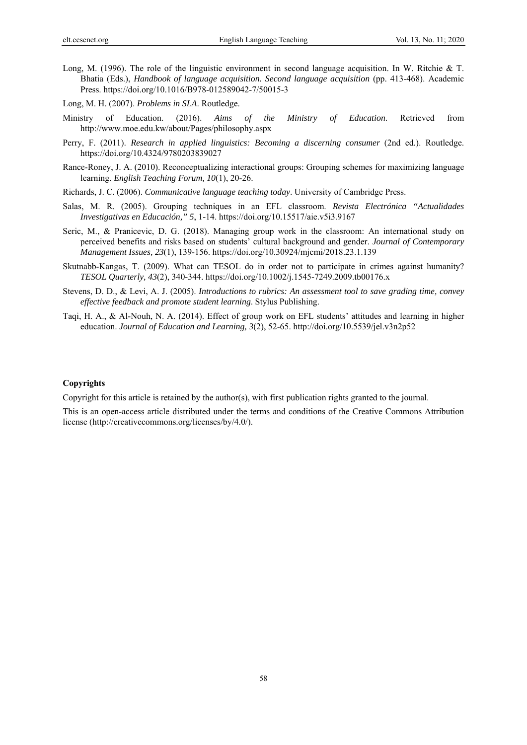Long, M. (1996). The role of the linguistic environment in second language acquisition. In W. Ritchie & T. Bhatia (Eds.), *Handbook of language acquisition. Second language acquisition* (pp. 413-468). Academic Press. https://doi.org/10.1016/B978-012589042-7/50015-3

Long, M. H. (2007). *Problems in SLA*. Routledge.

Ministry of Education. (2016). *Aims of the Ministry of Education*. Retrieved from http://www.moe.edu.kw/about/Pages/philosophy.aspx

Perry, F. (2011). *Research in applied linguistics: Becoming a discerning consumer* (2nd ed.). Routledge. https://doi.org/10.4324/9780203839027

Rance-Roney, J. A. (2010). Reconceptualizing interactional groups: Grouping schemes for maximizing language learning. *English Teaching Forum, 10*(1), 20-26.

Richards, J. C. (2006). *Communicative language teaching today*. University of Cambridge Press.

Salas, M. R. (2005). Grouping techniques in an EFL classroom. *Revista Electrónica "Actualidades Investigativas en Educación," 5*, 1-14. https://doi.org/10.15517/aie.v5i3.9167

Seric, M., & Pranicevic, D. G. (2018). Managing group work in the classroom: An international study on perceived benefits and risks based on students' cultural background and gender. *Journal of Contemporary Management Issues, 23*(1), 139-156. https://doi.org/10.30924/mjcmi/2018.23.1.139

Skutnabb-Kangas, T. (2009). What can TESOL do in order not to participate in crimes against humanity? *TESOL Quarterly, 43*(2), 340-344. https://doi.org/10.1002/j.1545-7249.2009.tb00176.x

Stevens, D. D., & Levi, A. J. (2005). *Introductions to rubrics: An assessment tool to save grading time, convey effective feedback and promote student learning*. Stylus Publishing.

Taqi, H. A., & Al-Nouh, N. A. (2014). Effect of group work on EFL students' attitudes and learning in higher education. *Journal of Education and Learning, 3*(2), 52-65. http://doi.org/10.5539/jel.v3n2p52

**Copyrights**

Copyright for this article is retained by the author(s), with first publication rights granted to the journal.

This is an open-access article distributed under the terms and conditions of the Creative Commons Attribution license (http://creativecommons.org/licenses/by/4.0/).